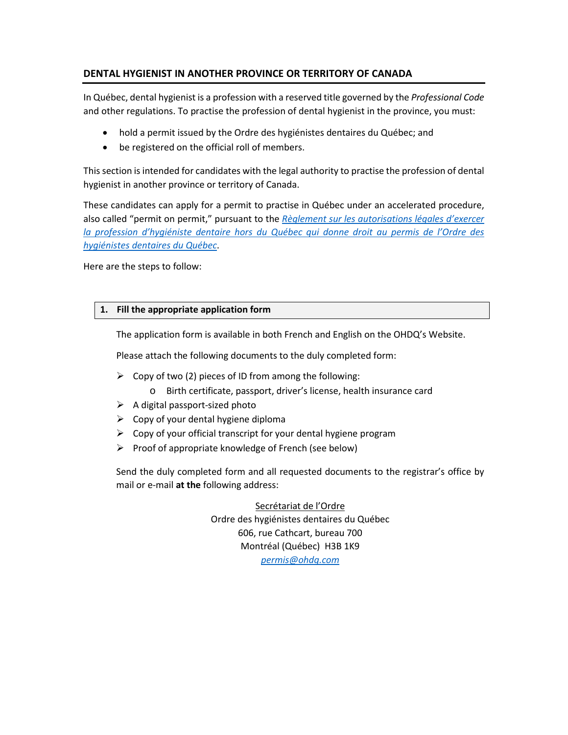## DENTAL HYGIENIST IN ANOTHER PROVINCE OR TERRITORY OF CANADA

In Québec, dental hygienist is a profession with a reserved title governed by the *Professional Code* and other regulations. To practise the profession of dental hygienist in the province, you must:

- hold a permit issued by the Ordre des hygiénistes dentaires du Québec; and
- be registered on the official roll of members.

This section is intended for candidates with the legal authority to practise the profession of dental hygienist in another province or territory of Canada.

These candidates can apply for a permit to practise in Québec under an accelerated procedure, also called "permit on permit," pursuant to the *Règlement sur les autorisations légales d'exercer la profession d'hygiéniste dentaire hors du Québec qui donne droit au permis de l'Ordre des hygiénistes dentaires du Québec*.

Here are the steps to follow:

### 1. Fill the appropriate application form

The application form is available in both French and English on the OHDQ's Website.

Please attach the following documents to the duly completed form:

- Copy of two (2) pieces of ID from among the following:
  - Birth certificate, passport, driver's license, health insurance card
- A digital passport-sized photo
- Copy of your dental hygiene diploma
- Copy of your official transcript for your dental hygiene program
- Proof of appropriate knowledge of French (see below)

Send the duly completed form and all requested documents to the registrar's office by mail or e-mail **at the** following address:

Secrétariat de l'Ordre
Ordre des hygiénistes dentaires du Québec
606, rue Cathcart, bureau 700
Montréal (Québec) H3B 1K9
permis@ohdq.com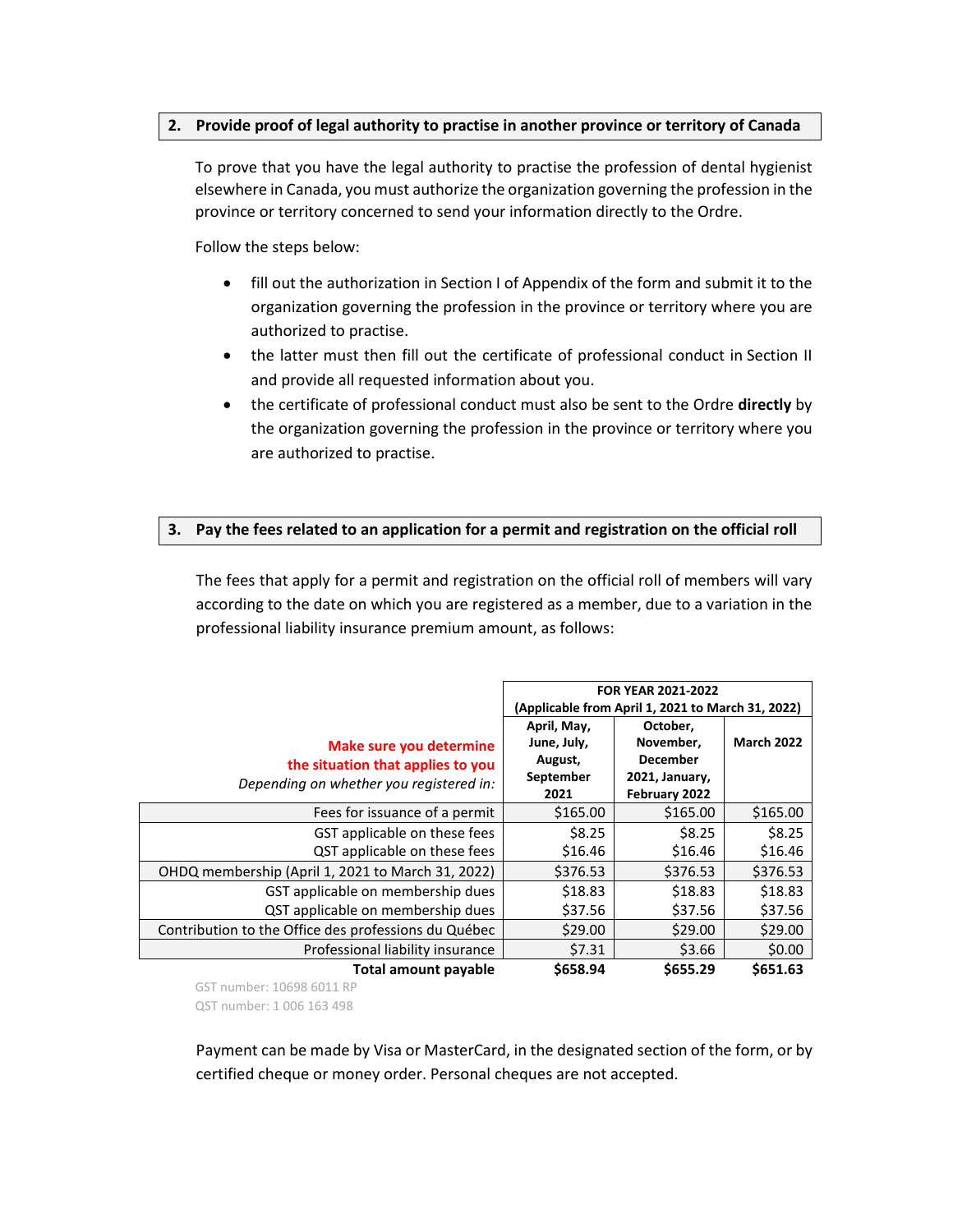## 2. Provide proof of legal authority to practise in another province or territory of Canada

To prove that you have the legal authority to practise the profession of dental hygienist elsewhere in Canada, you must authorize the organization governing the profession in the province or territory concerned to send your information directly to the Ordre.

Follow the steps below:

- fill out the authorization in Section I of Appendix of the form and submit it to the organization governing the profession in the province or territory where you are authorized to practise.
- the latter must then fill out the certificate of professional conduct in Section II and provide all requested information about you.
- the certificate of professional conduct must also be sent to the Ordre **directly** by the organization governing the profession in the province or territory where you are authorized to practise.

## 3. Pay the fees related to an application for a permit and registration on the official roll

The fees that apply for a permit and registration on the official roll of members will vary according to the date on which you are registered as a member, due to a variation in the professional liability insurance premium amount, as follows:

| | **FOR YEAR 2021-2022 (Applicable from April 1, 2021 to March 31, 2022)** | | |
|---|---|---|---|
| **Make sure you determine the situation that applies to you** *Depending on whether you registered in:* | **April, May, June, July, August, September 2021** | **October, November, December 2021, January, February 2022** | **March 2022** |
| Fees for issuance of a permit | $165.00 | $165.00 | $165.00 |
| GST applicable on these fees | $8.25 | $8.25 | $8.25 |
| QST applicable on these fees | $16.46 | $16.46 | $16.46 |
| OHDQ membership (April 1, 2021 to March 31, 2022) | $376.53 | $376.53 | $376.53 |
| GST applicable on membership dues | $18.83 | $18.83 | $18.83 |
| QST applicable on membership dues | $37.56 | $37.56 | $37.56 |
| Contribution to the Office des professions du Québec | $29.00 | $29.00 | $29.00 |
| Professional liability insurance | $7.31 | $3.66 | $0.00 |
| **Total amount payable** | **$658.94** | **$655.29** | **$651.63** |

GST number: 10698 6011 RP
QST number: 1 006 163 498

Payment can be made by Visa or MasterCard, in the designated section of the form, or by certified cheque or money order. Personal cheques are not accepted.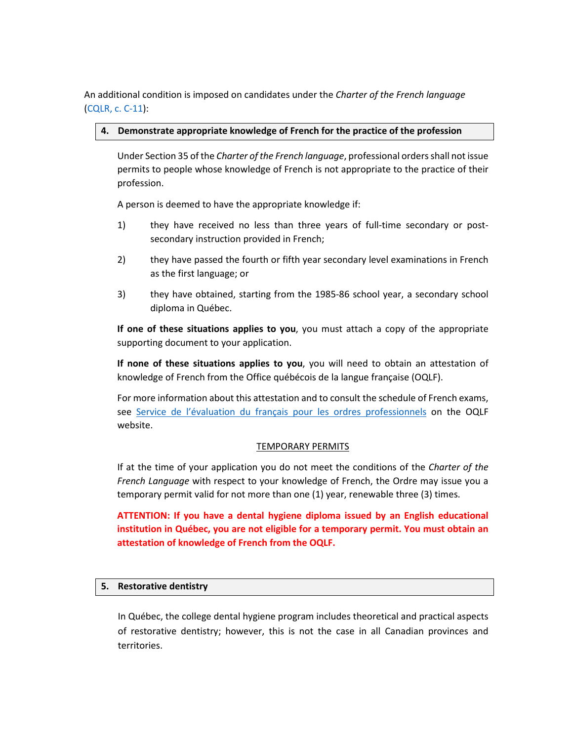An additional condition is imposed on candidates under the *Charter of the French language* (CQLR, c. C-11):

## 4. Demonstrate appropriate knowledge of French for the practice of the profession

Under Section 35 of the *Charter of the French language*, professional orders shall not issue permits to people whose knowledge of French is not appropriate to the practice of their profession.

A person is deemed to have the appropriate knowledge if:

1) they have received no less than three years of full-time secondary or post-secondary instruction provided in French;

2) they have passed the fourth or fifth year secondary level examinations in French as the first language; or

3) they have obtained, starting from the 1985-86 school year, a secondary school diploma in Québec.

**If one of these situations applies to you**, you must attach a copy of the appropriate supporting document to your application.

**If none of these situations applies to you**, you will need to obtain an attestation of knowledge of French from the Office québécois de la langue française (OQLF).

For more information about this attestation and to consult the schedule of French exams, see Service de l'évaluation du français pour les ordres professionnels on the OQLF website.

TEMPORARY PERMITS

If at the time of your application you do not meet the conditions of the *Charter of the French Language* with respect to your knowledge of French, the Ordre may issue you a temporary permit valid for not more than one (1) year, renewable three (3) times.

**ATTENTION: If you have a dental hygiene diploma issued by an English educational institution in Québec, you are not eligible for a temporary permit. You must obtain an attestation of knowledge of French from the OQLF.**

## 5. Restorative dentistry

In Québec, the college dental hygiene program includes theoretical and practical aspects of restorative dentistry; however, this is not the case in all Canadian provinces and territories.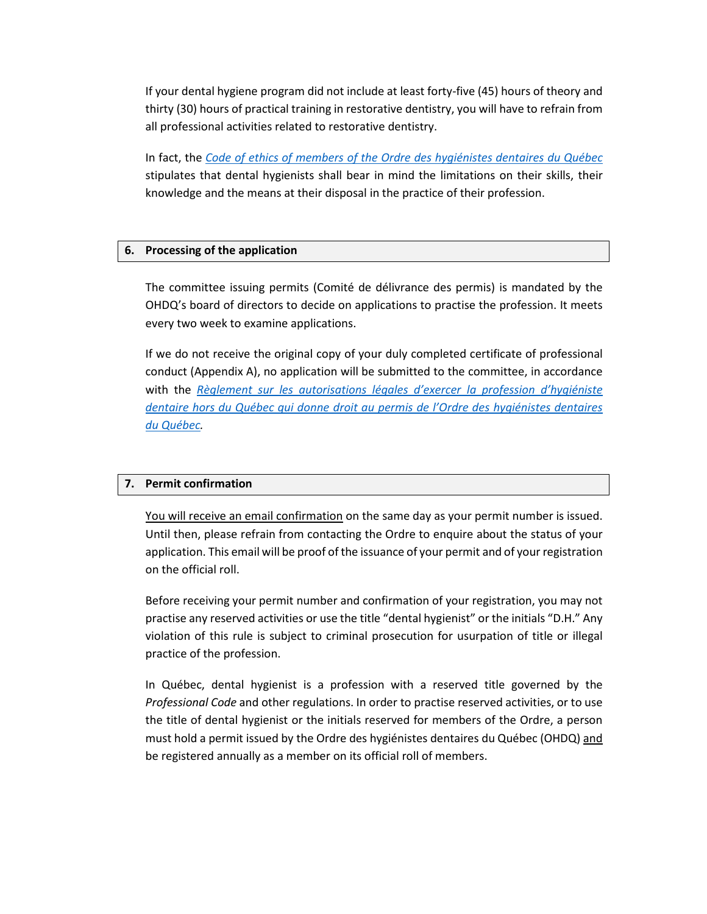If your dental hygiene program did not include at least forty-five (45) hours of theory and thirty (30) hours of practical training in restorative dentistry, you will have to refrain from all professional activities related to restorative dentistry.

In fact, the *Code of ethics of members of the Ordre des hygiénistes dentaires du Québec* stipulates that dental hygienists shall bear in mind the limitations on their skills, their knowledge and the means at their disposal in the practice of their profession.

## 6. Processing of the application

The committee issuing permits (Comité de délivrance des permis) is mandated by the OHDQ's board of directors to decide on applications to practise the profession. It meets every two week to examine applications.

If we do not receive the original copy of your duly completed certificate of professional conduct (Appendix A), no application will be submitted to the committee, in accordance with the *Règlement sur les autorisations légales d'exercer la profession d'hygiéniste dentaire hors du Québec qui donne droit au permis de l'Ordre des hygiénistes dentaires du Québec*.

## 7. Permit confirmation

You will receive an email confirmation on the same day as your permit number is issued. Until then, please refrain from contacting the Ordre to enquire about the status of your application. This email will be proof of the issuance of your permit and of your registration on the official roll.

Before receiving your permit number and confirmation of your registration, you may not practise any reserved activities or use the title "dental hygienist" or the initials "D.H." Any violation of this rule is subject to criminal prosecution for usurpation of title or illegal practice of the profession.

In Québec, dental hygienist is a profession with a reserved title governed by the *Professional Code* and other regulations. In order to practise reserved activities, or to use the title of dental hygienist or the initials reserved for members of the Ordre, a person must hold a permit issued by the Ordre des hygiénistes dentaires du Québec (OHDQ) and be registered annually as a member on its official roll of members.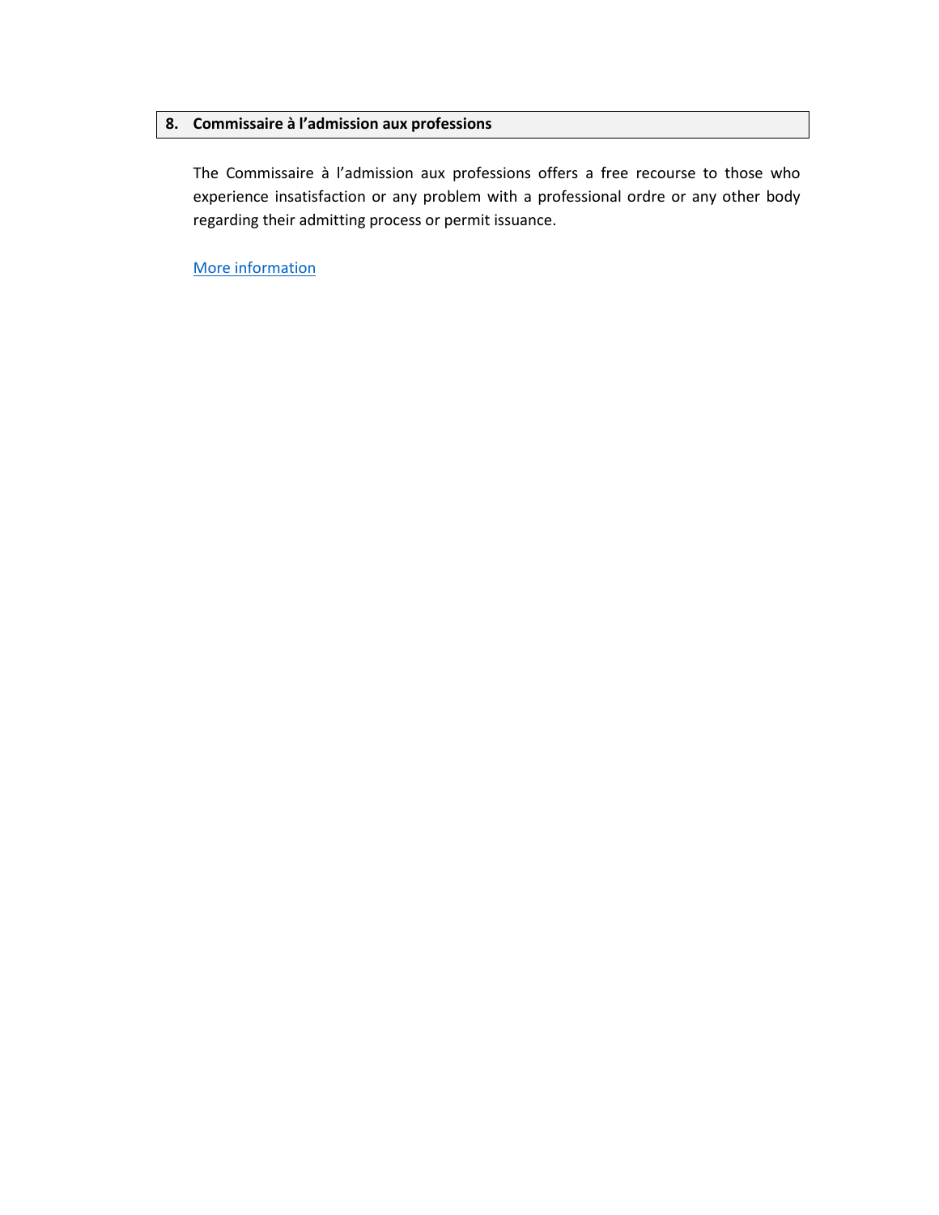## 8. Commissaire à l'admission aux professions

The Commissaire à l'admission aux professions offers a free recourse to those who experience insatisfaction or any problem with a professional ordre or any other body regarding their admitting process or permit issuance.

More information